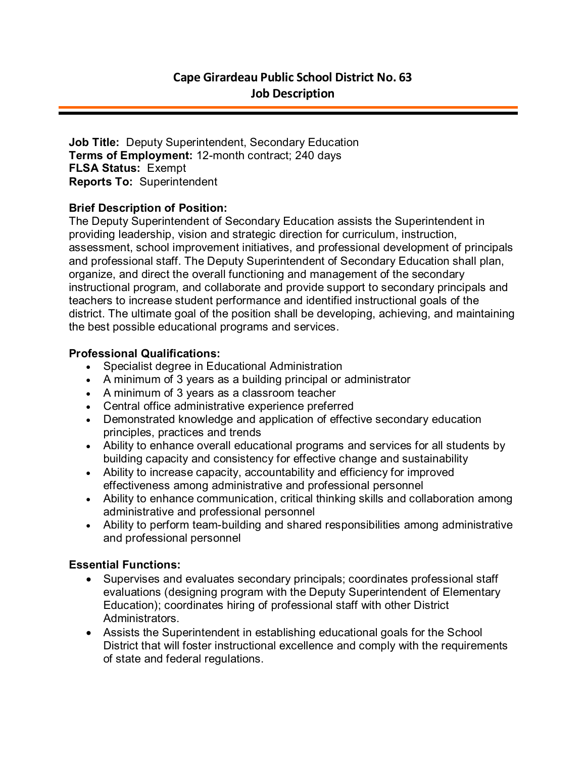# Cape Girardeau Public School District No. 63
## Job Description

---

**Job Title:** Deputy Superintendent, Secondary Education
**Terms of Employment:** 12-month contract; 240 days
**FLSA Status:** Exempt
**Reports To:** Superintendent

**Brief Description of Position:**
The Deputy Superintendent of Secondary Education assists the Superintendent in providing leadership, vision and strategic direction for curriculum, instruction, assessment, school improvement initiatives, and professional development of principals and professional staff. The Deputy Superintendent of Secondary Education shall plan, organize, and direct the overall functioning and management of the secondary instructional program, and collaborate and provide support to secondary principals and teachers to increase student performance and identified instructional goals of the district. The ultimate goal of the position shall be developing, achieving, and maintaining the best possible educational programs and services.

**Professional Qualifications:**

- Specialist degree in Educational Administration
- A minimum of 3 years as a building principal or administrator
- A minimum of 3 years as a classroom teacher
- Central office administrative experience preferred
- Demonstrated knowledge and application of effective secondary education principles, practices and trends
- Ability to enhance overall educational programs and services for all students by building capacity and consistency for effective change and sustainability
- Ability to increase capacity, accountability and efficiency for improved effectiveness among administrative and professional personnel
- Ability to enhance communication, critical thinking skills and collaboration among administrative and professional personnel
- Ability to perform team-building and shared responsibilities among administrative and professional personnel

**Essential Functions:**

- Supervises and evaluates secondary principals; coordinates professional staff evaluations (designing program with the Deputy Superintendent of Elementary Education); coordinates hiring of professional staff with other District Administrators.
- Assists the Superintendent in establishing educational goals for the School District that will foster instructional excellence and comply with the requirements of state and federal regulations.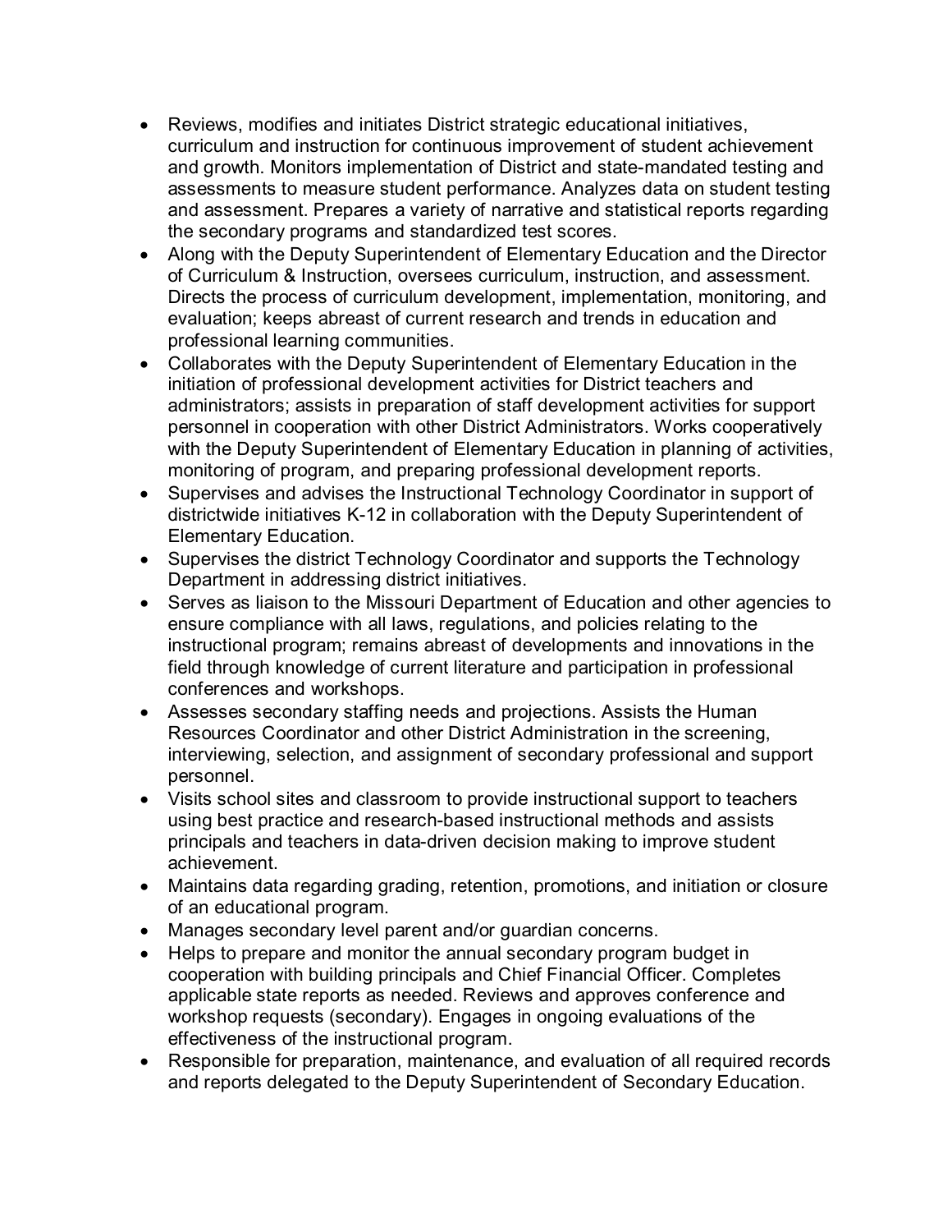- Reviews, modifies and initiates District strategic educational initiatives, curriculum and instruction for continuous improvement of student achievement and growth. Monitors implementation of District and state-mandated testing and assessments to measure student performance. Analyzes data on student testing and assessment. Prepares a variety of narrative and statistical reports regarding the secondary programs and standardized test scores.
- Along with the Deputy Superintendent of Elementary Education and the Director of Curriculum & Instruction, oversees curriculum, instruction, and assessment. Directs the process of curriculum development, implementation, monitoring, and evaluation; keeps abreast of current research and trends in education and professional learning communities.
- Collaborates with the Deputy Superintendent of Elementary Education in the initiation of professional development activities for District teachers and administrators; assists in preparation of staff development activities for support personnel in cooperation with other District Administrators. Works cooperatively with the Deputy Superintendent of Elementary Education in planning of activities, monitoring of program, and preparing professional development reports.
- Supervises and advises the Instructional Technology Coordinator in support of districtwide initiatives K-12 in collaboration with the Deputy Superintendent of Elementary Education.
- Supervises the district Technology Coordinator and supports the Technology Department in addressing district initiatives.
- Serves as liaison to the Missouri Department of Education and other agencies to ensure compliance with all laws, regulations, and policies relating to the instructional program; remains abreast of developments and innovations in the field through knowledge of current literature and participation in professional conferences and workshops.
- Assesses secondary staffing needs and projections. Assists the Human Resources Coordinator and other District Administration in the screening, interviewing, selection, and assignment of secondary professional and support personnel.
- Visits school sites and classroom to provide instructional support to teachers using best practice and research-based instructional methods and assists principals and teachers in data-driven decision making to improve student achievement.
- Maintains data regarding grading, retention, promotions, and initiation or closure of an educational program.
- Manages secondary level parent and/or guardian concerns.
- Helps to prepare and monitor the annual secondary program budget in cooperation with building principals and Chief Financial Officer. Completes applicable state reports as needed. Reviews and approves conference and workshop requests (secondary). Engages in ongoing evaluations of the effectiveness of the instructional program.
- Responsible for preparation, maintenance, and evaluation of all required records and reports delegated to the Deputy Superintendent of Secondary Education.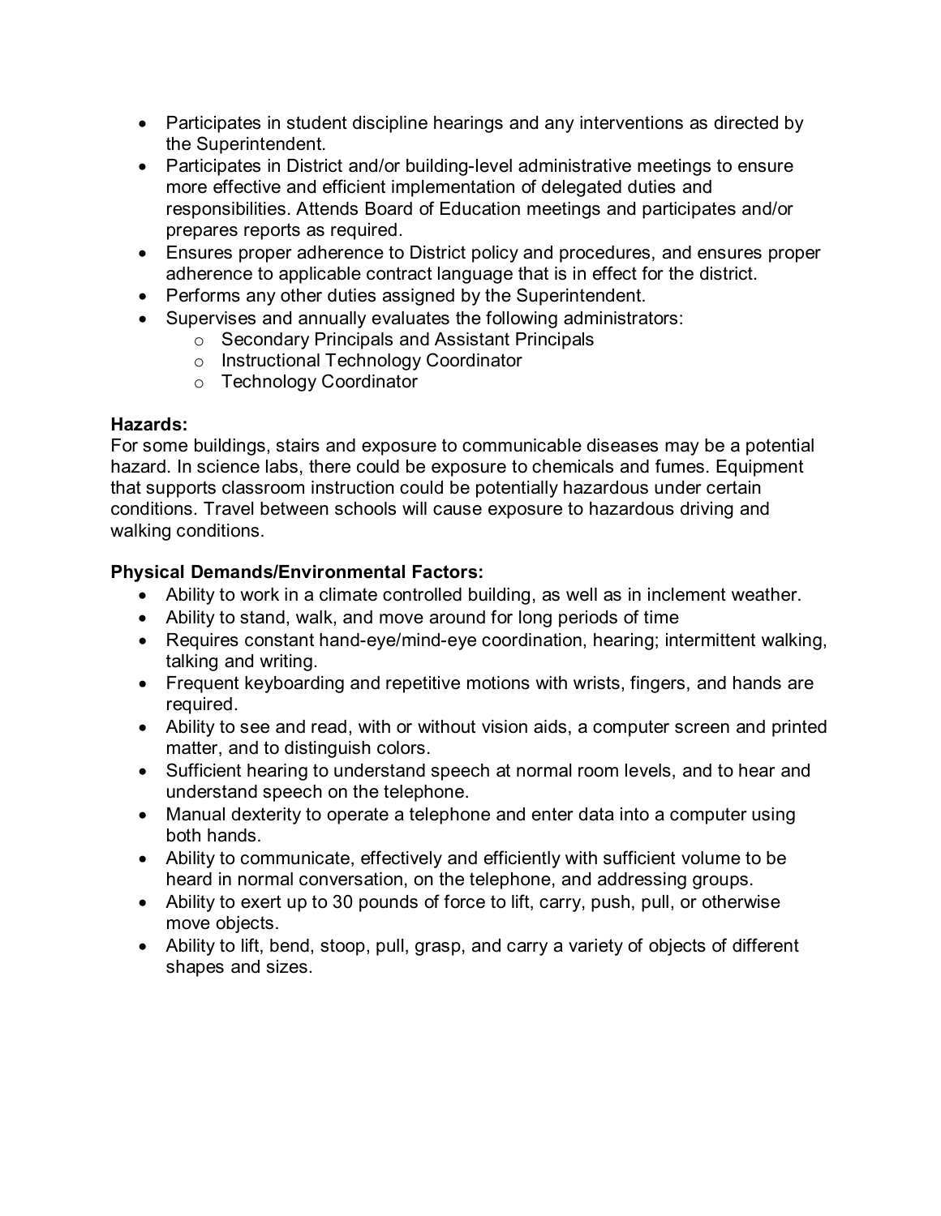- Participates in student discipline hearings and any interventions as directed by the Superintendent.
- Participates in District and/or building-level administrative meetings to ensure more effective and efficient implementation of delegated duties and responsibilities. Attends Board of Education meetings and participates and/or prepares reports as required.
- Ensures proper adherence to District policy and procedures, and ensures proper adherence to applicable contract language that is in effect for the district.
- Performs any other duties assigned by the Superintendent.
- Supervises and annually evaluates the following administrators:
  - Secondary Principals and Assistant Principals
  - Instructional Technology Coordinator
  - Technology Coordinator

**Hazards:**
For some buildings, stairs and exposure to communicable diseases may be a potential hazard. In science labs, there could be exposure to chemicals and fumes. Equipment that supports classroom instruction could be potentially hazardous under certain conditions. Travel between schools will cause exposure to hazardous driving and walking conditions.

**Physical Demands/Environmental Factors:**

- Ability to work in a climate controlled building, as well as in inclement weather.
- Ability to stand, walk, and move around for long periods of time
- Requires constant hand-eye/mind-eye coordination, hearing; intermittent walking, talking and writing.
- Frequent keyboarding and repetitive motions with wrists, fingers, and hands are required.
- Ability to see and read, with or without vision aids, a computer screen and printed matter, and to distinguish colors.
- Sufficient hearing to understand speech at normal room levels, and to hear and understand speech on the telephone.
- Manual dexterity to operate a telephone and enter data into a computer using both hands.
- Ability to communicate, effectively and efficiently with sufficient volume to be heard in normal conversation, on the telephone, and addressing groups.
- Ability to exert up to 30 pounds of force to lift, carry, push, pull, or otherwise move objects.
- Ability to lift, bend, stoop, pull, grasp, and carry a variety of objects of different shapes and sizes.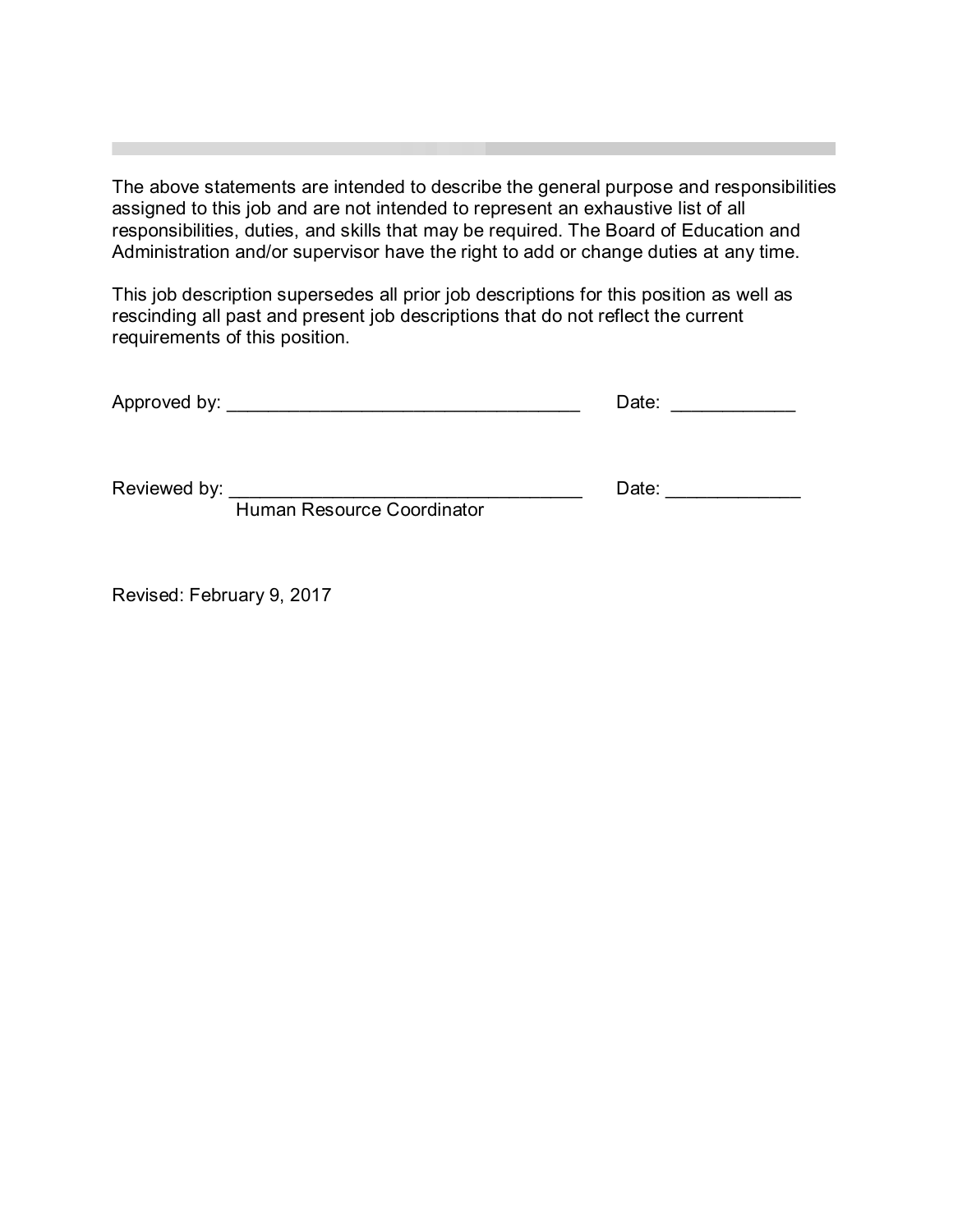---

The above statements are intended to describe the general purpose and responsibilities assigned to this job and are not intended to represent an exhaustive list of all responsibilities, duties, and skills that may be required. The Board of Education and Administration and/or supervisor have the right to add or change duties at any time.

This job description supersedes all prior job descriptions for this position as well as rescinding all past and present job descriptions that do not reflect the current requirements of this position.

Approved by: ___________________________________ Date: ____________

Reviewed by: ___________________________________ Date: _____________
Human Resource Coordinator

Revised: February 9, 2017